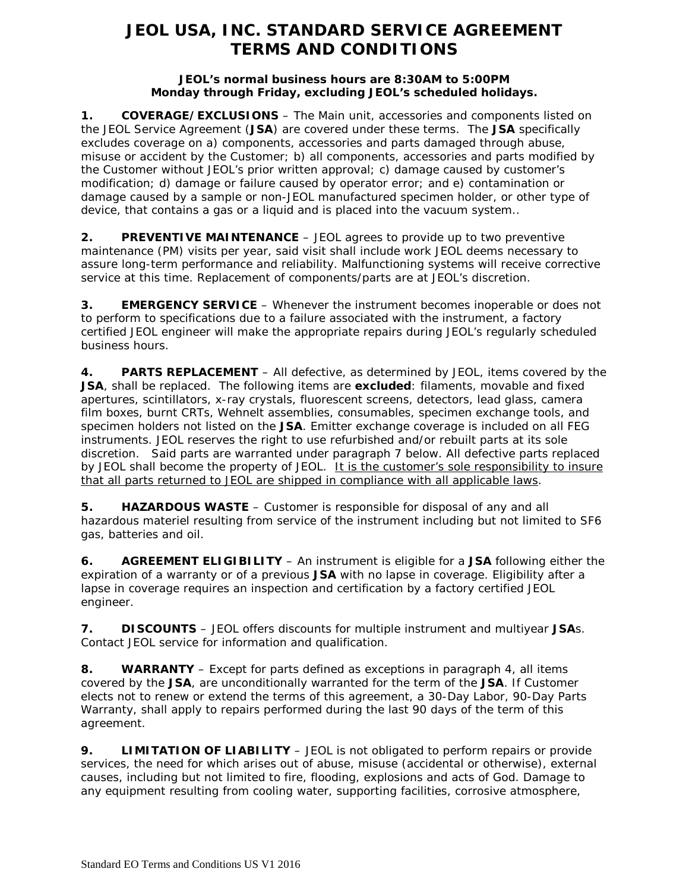# JEOL USA, INC. STANDARD SERVICE AGREEMENT TERMS AND CONDITIONS

**JEOL's normal business hours are 8:30AM to 5:00PM Monday through Friday, excluding JEOL's scheduled holidays.**

**1. COVERAGE/EXCLUSIONS** – The Main unit, accessories and components listed on the JEOL Service Agreement (**JSA**) are covered under these terms. The **JSA** specifically excludes coverage on a) components, accessories and parts damaged through abuse, misuse or accident by the Customer; b) all components, accessories and parts modified by the Customer without JEOL's prior written approval; c) damage caused by customer's modification; d) damage or failure caused by operator error; and e) contamination or damage caused by a sample or non-JEOL manufactured specimen holder, or other type of device, that contains a gas or a liquid and is placed into the vacuum system..

**2. PREVENTIVE MAINTENANCE** – JEOL agrees to provide up to two preventive maintenance (PM) visits per year, said visit shall include work JEOL deems necessary to assure long-term performance and reliability. Malfunctioning systems will receive corrective service at this time. Replacement of components/parts are at JEOL's discretion.

**3. EMERGENCY SERVICE** – Whenever the instrument becomes inoperable or does not to perform to specifications due to a failure associated with the instrument, a factory certified JEOL engineer will make the appropriate repairs during JEOL's regularly scheduled business hours.

**4. PARTS REPLACEMENT** – All defective, as determined by JEOL, items covered by the **JSA**, shall be replaced. The following items are **excluded**: filaments, movable and fixed apertures, scintillators, x-ray crystals, fluorescent screens, detectors, lead glass, camera film boxes, burnt CRTs, Wehnelt assemblies, consumables, specimen exchange tools, and specimen holders not listed on the **JSA**. Emitter exchange coverage is included on all FEG instruments. JEOL reserves the right to use refurbished and/or rebuilt parts at its sole discretion. Said parts are warranted under paragraph 7 below. All defective parts replaced by JEOL shall become the property of JEOL. <u>It is the customer's sole responsibility to insure that all parts returned to JEOL are shipped in compliance with all applicable laws</u>.

**5. HAZARDOUS WASTE** – Customer is responsible for disposal of any and all hazardous materiel resulting from service of the instrument including but not limited to SF6 gas, batteries and oil.

**6. AGREEMENT ELIGIBILITY** – An instrument is eligible for a **JSA** following either the expiration of a warranty or of a previous **JSA** with no lapse in coverage. Eligibility after a lapse in coverage requires an inspection and certification by a factory certified JEOL engineer.

**7. DISCOUNTS** – JEOL offers discounts for multiple instrument and multiyear **JSA**s. Contact JEOL service for information and qualification.

**8. WARRANTY** – Except for parts defined as exceptions in paragraph 4, all items covered by the **JSA**, are unconditionally warranted for the term of the **JSA**. If Customer elects not to renew or extend the terms of this agreement, a 30-Day Labor, 90-Day Parts Warranty, shall apply to repairs performed during the last 90 days of the term of this agreement.

**9. LIMITATION OF LIABILITY** – JEOL is not obligated to perform repairs or provide services, the need for which arises out of abuse, misuse (accidental or otherwise), external causes, including but not limited to fire, flooding, explosions and acts of God. Damage to any equipment resulting from cooling water, supporting facilities, corrosive atmosphere,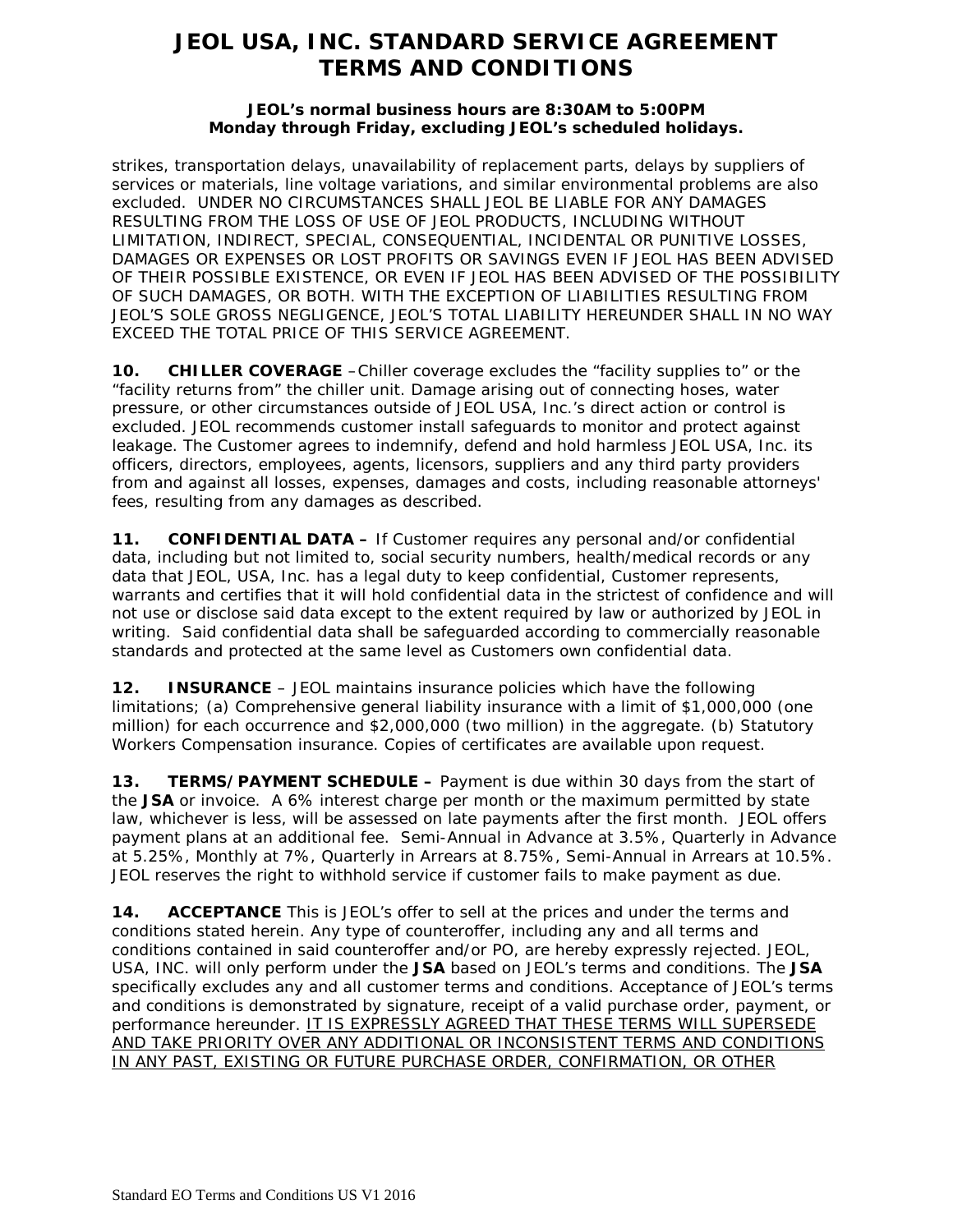strikes, transportation delays, unavailability of replacement parts, delays by suppliers of services or materials, line voltage variations, and similar environmental problems are also excluded. UNDER NO CIRCUMSTANCES SHALL JEOL BE LIABLE FOR ANY DAMAGES RESULTING FROM THE LOSS OF USE OF JEOL PRODUCTS, INCLUDING WITHOUT LIMITATION, INDIRECT, SPECIAL, CONSEQUENTIAL, INCIDENTAL OR PUNITIVE LOSSES, DAMAGES OR EXPENSES OR LOST PROFITS OR SAVINGS EVEN IF JEOL HAS BEEN ADVISED OF THEIR POSSIBLE EXISTENCE, OR EVEN IF JEOL HAS BEEN ADVISED OF THE POSSIBILITY OF SUCH DAMAGES, OR BOTH. WITH THE EXCEPTION OF LIABILITIES RESULTING FROM JEOL'S SOLE GROSS NEGLIGENCE, JEOL'S TOTAL LIABILITY HEREUNDER SHALL IN NO WAY EXCEED THE TOTAL PRICE OF THIS SERVICE AGREEMENT.

**10. CHILLER COVERAGE** –Chiller coverage excludes the "facility supplies to" or the "facility returns from" the chiller unit. Damage arising out of connecting hoses, water pressure, or other circumstances outside of JEOL USA, Inc.'s direct action or control is excluded. JEOL recommends customer install safeguards to monitor and protect against leakage. The Customer agrees to indemnify, defend and hold harmless JEOL USA, Inc. its officers, directors, employees, agents, licensors, suppliers and any third party providers from and against all losses, expenses, damages and costs, including reasonable attorneys' fees, resulting from any damages as described.

**11. CONFIDENTIAL DATA –** If Customer requires any personal and/or confidential data, including but not limited to, social security numbers, health/medical records or any data that JEOL, USA, Inc. has a legal duty to keep confidential, Customer represents, warrants and certifies that it will hold confidential data in the strictest of confidence and will not use or disclose said data except to the extent required by law or authorized by JEOL in writing. Said confidential data shall be safeguarded according to commercially reasonable standards and protected at the same level as Customers own confidential data.

**12. INSURANCE** – JEOL maintains insurance policies which have the following limitations; (a) Comprehensive general liability insurance with a limit of $1,000,000 (one million) for each occurrence and $2,000,000 (two million) in the aggregate. (b) Statutory Workers Compensation insurance. Copies of certificates are available upon request.

**13. TERMS/PAYMENT SCHEDULE –** Payment is due within 30 days from the start of the **JSA** or invoice. A 6% interest charge per month or the maximum permitted by state law, whichever is less, will be assessed on late payments after the first month. JEOL offers payment plans at an additional fee. Semi-Annual in Advance at 3.5%, Quarterly in Advance at 5.25%, Monthly at 7%, Quarterly in Arrears at 8.75%, Semi-Annual in Arrears at 10.5%. JEOL reserves the right to withhold service if customer fails to make payment as due.

**14. ACCEPTANCE** This is JEOL's offer to sell at the prices and under the terms and conditions stated herein. Any type of counteroffer, including any and all terms and conditions contained in said counteroffer and/or PO, are hereby expressly rejected. JEOL, USA, INC. will only perform under the **JSA** based on JEOL's terms and conditions. The **JSA** specifically excludes any and all customer terms and conditions. Acceptance of JEOL's terms and conditions is demonstrated by signature, receipt of a valid purchase order, payment, or performance hereunder. <u>IT IS EXPRESSLY AGREED THAT THESE TERMS WILL SUPERSEDE AND TAKE PRIORITY OVER ANY ADDITIONAL OR INCONSISTENT TERMS AND CONDITIONS IN ANY PAST, EXISTING OR FUTURE PURCHASE ORDER, CONFIRMATION, OR OTHER</u>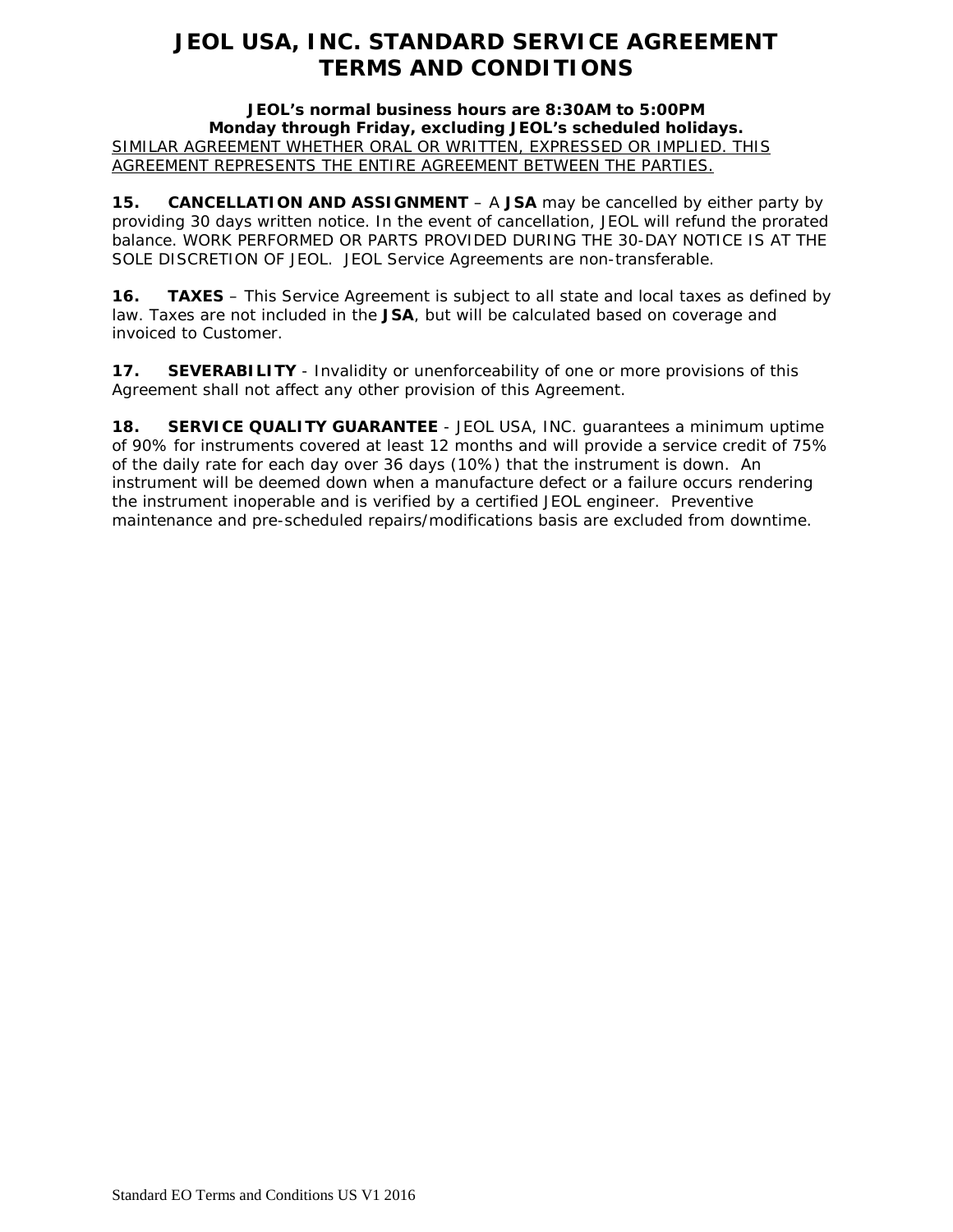# JEOL USA, INC. STANDARD SERVICE AGREEMENT TERMS AND CONDITIONS

**JEOL's normal business hours are 8:30AM to 5:00PM**
**Monday through Friday, excluding JEOL's scheduled holidays.**

<u>SIMILAR AGREEMENT WHETHER ORAL OR WRITTEN, EXPRESSED OR IMPLIED. THIS AGREEMENT REPRESENTS THE ENTIRE AGREEMENT BETWEEN THE PARTIES.</u>

**15. CANCELLATION AND ASSIGNMENT** – A **JSA** may be cancelled by either party by providing 30 days written notice. In the event of cancellation, JEOL will refund the prorated balance. WORK PERFORMED OR PARTS PROVIDED DURING THE 30-DAY NOTICE IS AT THE SOLE DISCRETION OF JEOL. JEOL Service Agreements are non-transferable.

**16. TAXES** – This Service Agreement is subject to all state and local taxes as defined by law. Taxes are not included in the **JSA**, but will be calculated based on coverage and invoiced to Customer.

**17. SEVERABILITY** - Invalidity or unenforceability of one or more provisions of this Agreement shall not affect any other provision of this Agreement.

**18. SERVICE QUALITY GUARANTEE** - JEOL USA, INC. guarantees a minimum uptime of 90% for instruments covered at least 12 months and will provide a service credit of 75% of the daily rate for each day over 36 days (10%) that the instrument is down. An instrument will be deemed down when a manufacture defect or a failure occurs rendering the instrument inoperable and is verified by a certified JEOL engineer. Preventive maintenance and pre-scheduled repairs/modifications basis are excluded from downtime.